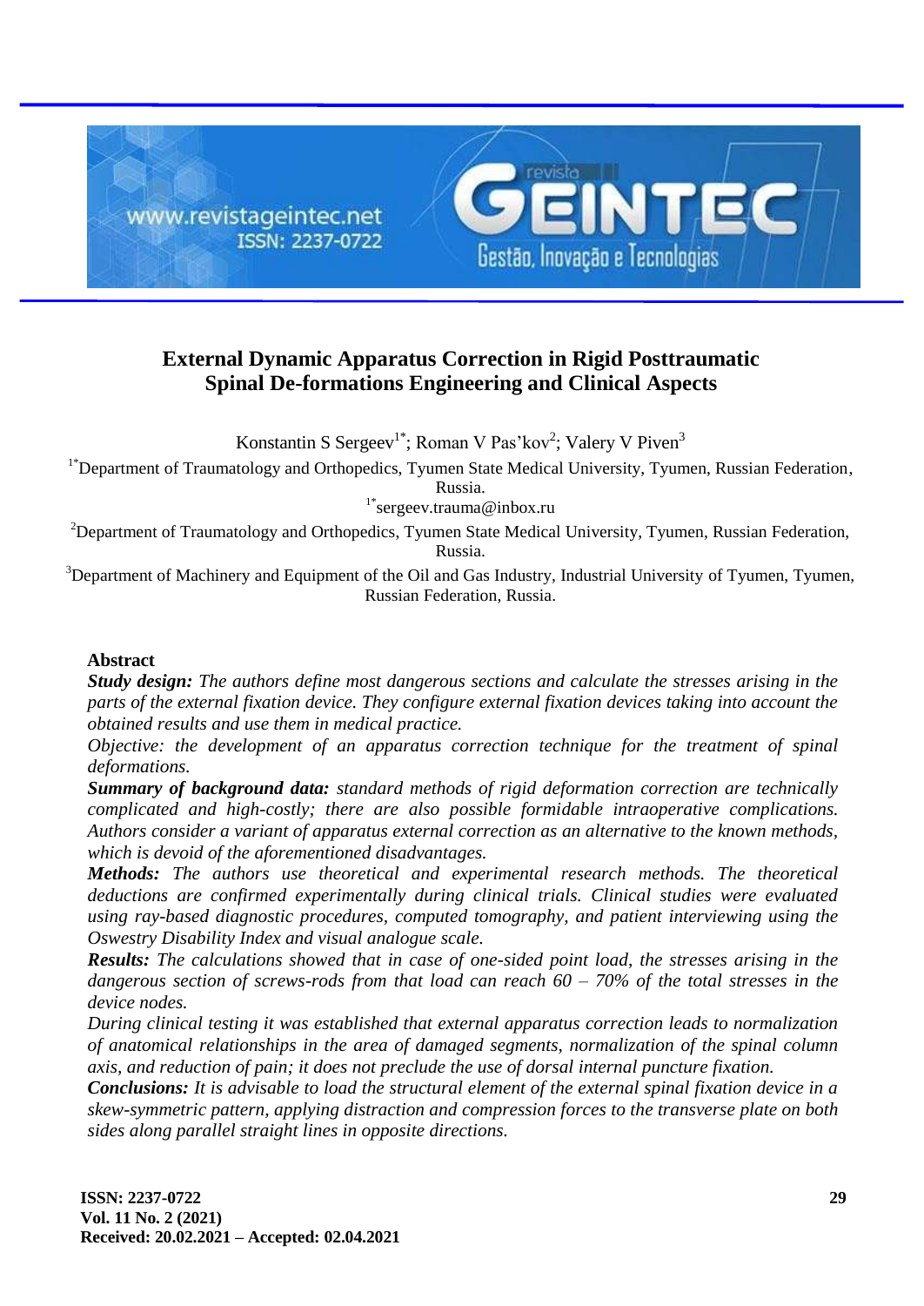# External Dynamic Apparatus Correction in Rigid Posttraumatic Spinal De-formations Engineering and Clinical Aspects

Konstantin S Sergeev[1*]; Roman V Pas'kov[2]; Valery V Piven[3]

[1*]Department of Traumatology and Orthopedics, Tyumen State Medical University, Tyumen, Russian Federation, Russia.

[1*]sergeev.trauma@inbox.ru

[2]Department of Traumatology and Orthopedics, Tyumen State Medical University, Tyumen, Russian Federation, Russia.

[3]Department of Machinery and Equipment of the Oil and Gas Industry, Industrial University of Tyumen, Tyumen, Russian Federation, Russia.

## Abstract

***Study design:*** *The authors define most dangerous sections and calculate the stresses arising in the parts of the external fixation device. They configure external fixation devices taking into account the obtained results and use them in medical practice.*

*Objective: the development of an apparatus correction technique for the treatment of spinal deformations.*

***Summary of background data:*** *standard methods of rigid deformation correction are technically complicated and high-costly; there are also possible formidable intraoperative complications. Authors consider a variant of apparatus external correction as an alternative to the known methods, which is devoid of the aforementioned disadvantages.*

***Methods:*** *The authors use theoretical and experimental research methods. The theoretical deductions are confirmed experimentally during clinical trials. Clinical studies were evaluated using ray-based diagnostic procedures, computed tomography, and patient interviewing using the Oswestry Disability Index and visual analogue scale.*

***Results:*** *The calculations showed that in case of one-sided point load, the stresses arising in the dangerous section of screws-rods from that load can reach 60 – 70% of the total stresses in the device nodes.*

*During clinical testing it was established that external apparatus correction leads to normalization of anatomical relationships in the area of damaged segments, normalization of the spinal column axis, and reduction of pain; it does not preclude the use of dorsal internal puncture fixation.*

***Conclusions:*** *It is advisable to load the structural element of the external spinal fixation device in a skew-symmetric pattern, applying distraction and compression forces to the transverse plate on both sides along parallel straight lines in opposite directions.*

**Received: 20.02.2021 – Accepted: 02.04.2021**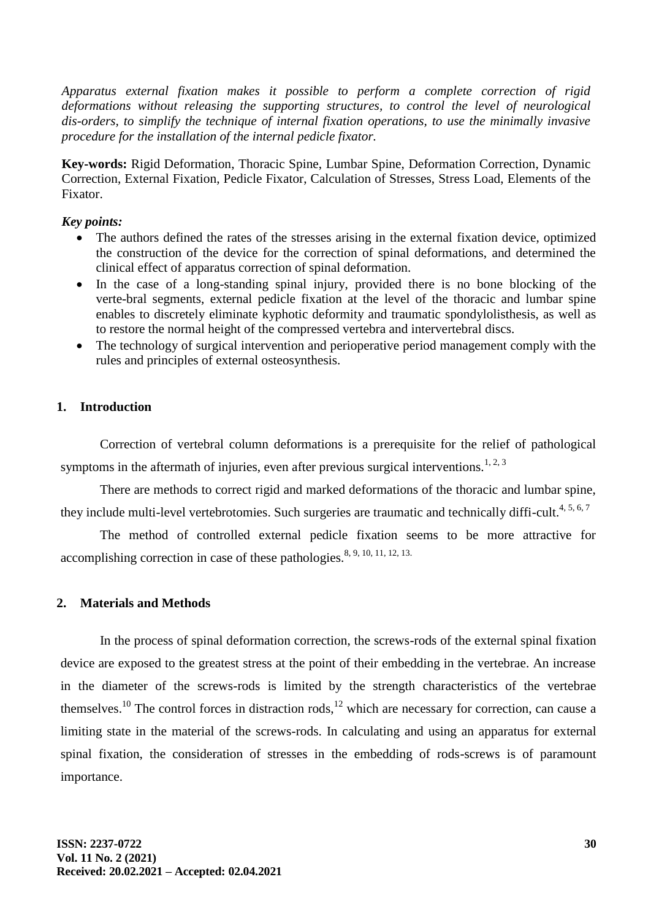*Apparatus external fixation makes it possible to perform a complete correction of rigid deformations without releasing the supporting structures, to control the level of neurological dis-orders, to simplify the technique of internal fixation operations, to use the minimally invasive procedure for the installation of the internal pedicle fixator.*

**Key-words:** Rigid Deformation, Thoracic Spine, Lumbar Spine, Deformation Correction, Dynamic Correction, External Fixation, Pedicle Fixator, Calculation of Stresses, Stress Load, Elements of the Fixator.

***Key points:***

- The authors defined the rates of the stresses arising in the external fixation device, optimized the construction of the device for the correction of spinal deformations, and determined the clinical effect of apparatus correction of spinal deformation.
- In the case of a long-standing spinal injury, provided there is no bone blocking of the verte-bral segments, external pedicle fixation at the level of the thoracic and lumbar spine enables to discretely eliminate kyphotic deformity and traumatic spondylolisthesis, as well as to restore the normal height of the compressed vertebra and intervertebral discs.
- The technology of surgical intervention and perioperative period management comply with the rules and principles of external osteosynthesis.

## 1. Introduction

Correction of vertebral column deformations is a prerequisite for the relief of pathological symptoms in the aftermath of injuries, even after previous surgical interventions.[1, 2, 3]

There are methods to correct rigid and marked deformations of the thoracic and lumbar spine, they include multi-level vertebrotomies. Such surgeries are traumatic and technically diffi-cult.[4, 5, 6, 7]

The method of controlled external pedicle fixation seems to be more attractive for accomplishing correction in case of these pathologies.[8, 9, 10, 11, 12, 13.]

## 2. Materials and Methods

In the process of spinal deformation correction, the screws-rods of the external spinal fixation device are exposed to the greatest stress at the point of their embedding in the vertebrae. An increase in the diameter of the screws-rods is limited by the strength characteristics of the vertebrae themselves.[10] The control forces in distraction rods,[12] which are necessary for correction, can cause a limiting state in the material of the screws-rods. In calculating and using an apparatus for external spinal fixation, the consideration of stresses in the embedding of rods-screws is of paramount importance.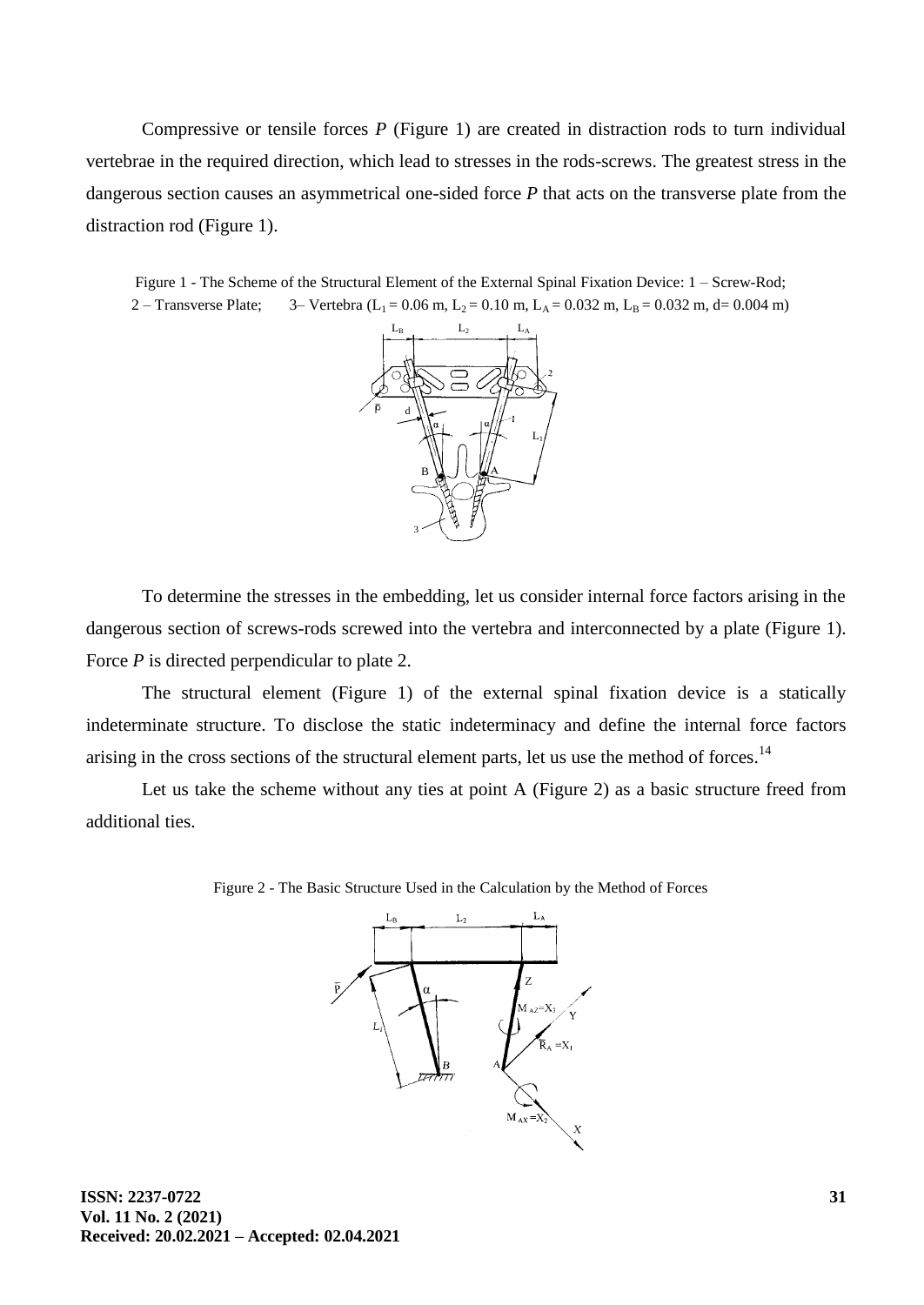Compressive or tensile forces *P* (Figure 1) are created in distraction rods to turn individual vertebrae in the required direction, which lead to stresses in the rods-screws. The greatest stress in the dangerous section causes an asymmetrical one-sided force *P* that acts on the transverse plate from the distraction rod (Figure 1).

Figure 1 - The Scheme of the Structural Element of the External Spinal Fixation Device: 1 – Screw-Rod; 2 – Transverse Plate; 3– Vertebra ($L_1 = 0.06$ m, $L_2 = 0.10$ m, $L_A = 0.032$ m, $L_B = 0.032$ m, d= 0.004 m)

To determine the stresses in the embedding, let us consider internal force factors arising in the dangerous section of screws-rods screwed into the vertebra and interconnected by a plate (Figure 1). Force *P* is directed perpendicular to plate 2.

The structural element (Figure 1) of the external spinal fixation device is a statically indeterminate structure. To disclose the static indeterminacy and define the internal force factors arising in the cross sections of the structural element parts, let us use the method of forces.[14]

Let us take the scheme without any ties at point A (Figure 2) as a basic structure freed from additional ties.

Figure 2 - The Basic Structure Used in the Calculation by the Method of Forces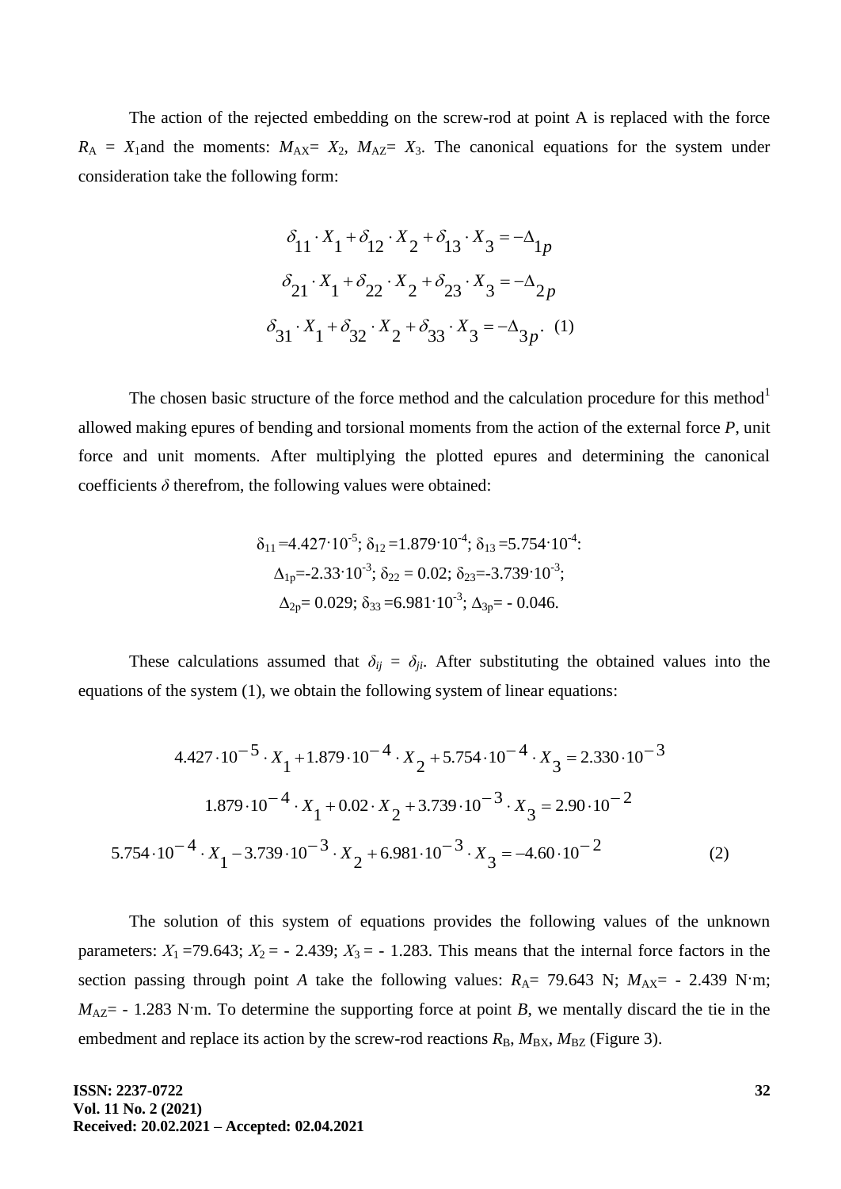The action of the rejected embedding on the screw-rod at point A is replaced with the force $R_A = X_1$ and the moments: $M_{AX} = X_2$, $M_{AZ} = X_3$. The canonical equations for the system under consideration take the following form:

$$\delta_{11} \cdot X_1 + \delta_{12} \cdot X_2 + \delta_{13} \cdot X_3 = -\Delta_{1p}$$

$$\delta_{21} \cdot X_1 + \delta_{22} \cdot X_2 + \delta_{23} \cdot X_3 = -\Delta_{2p}$$

$$\delta_{31} \cdot X_1 + \delta_{32} \cdot X_2 + \delta_{33} \cdot X_3 = -\Delta_{3p}. \quad (1)$$

The chosen basic structure of the force method and the calculation procedure for this method[1] allowed making epures of bending and torsional moments from the action of the external force $P$, unit force and unit moments. After multiplying the plotted epures and determining the canonical coefficients $\delta$ therefrom, the following values were obtained:

$\delta_{11} = 4.427 \cdot 10^{-5}$; $\delta_{12} = 1.879 \cdot 10^{-4}$; $\delta_{13} = 5.754 \cdot 10^{-4}$:
$\Delta_{1p} = -2.33 \cdot 10^{-3}$; $\delta_{22} = 0.02$; $\delta_{23} = -3.739 \cdot 10^{-3}$;
$\Delta_{2p} = 0.029$; $\delta_{33} = 6.981 \cdot 10^{-3}$; $\Delta_{3p} = -0.046$.

These calculations assumed that $\delta_{ij} = \delta_{ji}$. After substituting the obtained values into the equations of the system (1), we obtain the following system of linear equations:

$$4.427 \cdot 10^{-5} \cdot X_1 + 1.879 \cdot 10^{-4} \cdot X_2 + 5.754 \cdot 10^{-4} \cdot X_3 = 2.330 \cdot 10^{-3}$$

$$1.879 \cdot 10^{-4} \cdot X_1 + 0.02 \cdot X_2 + 3.739 \cdot 10^{-3} \cdot X_3 = 2.90 \cdot 10^{-2}$$

$$5.754 \cdot 10^{-4} \cdot X_1 - 3.739 \cdot 10^{-3} \cdot X_2 + 6.981 \cdot 10^{-3} \cdot X_3 = -4.60 \cdot 10^{-2} \quad (2)$$

The solution of this system of equations provides the following values of the unknown parameters: $X_1 = 79.643$; $X_2 = -2.439$; $X_3 = -1.283$. This means that the internal force factors in the section passing through point $A$ take the following values: $R_A = 79.643$ N; $M_{AX} = -2.439$ N·m; $M_{AZ} = -1.283$ N·m. To determine the supporting force at point $B$, we mentally discard the tie in the embedment and replace its action by the screw-rod reactions $R_B$, $M_{BX}$, $M_{BZ}$ (Figure 3).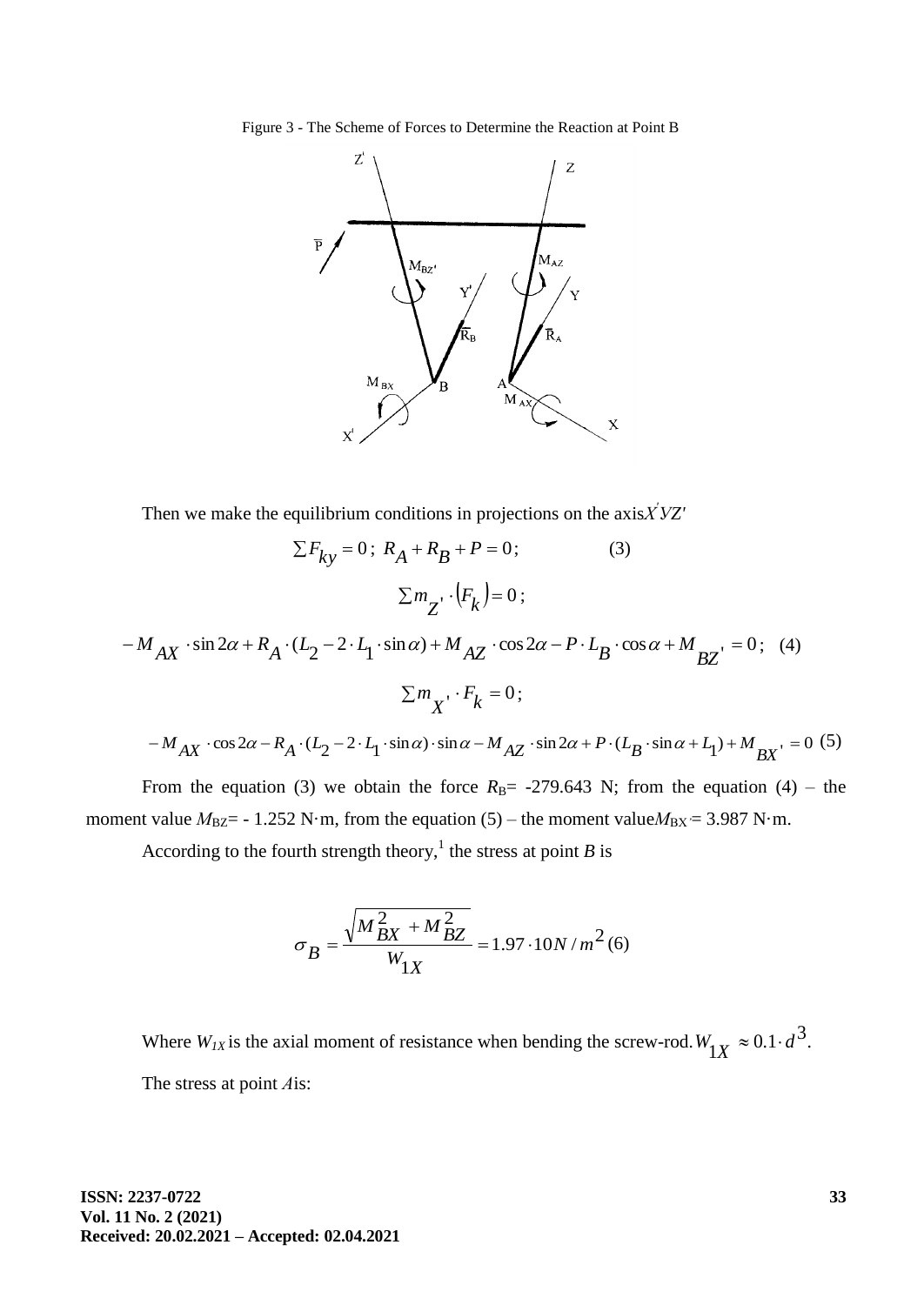Figure 3 - The Scheme of Forces to Determine the Reaction at Point B

Then we make the equilibrium conditions in projections on the axis $X'YZ'$

$$\sum F_{ky} = 0;\ R_A + R_B + P = 0; \qquad (3)$$

$$\sum m_{Z'} \cdot (F_k) = 0;$$

$$-M_{AX} \cdot \sin 2\alpha + R_A \cdot (L_2 - 2 \cdot L_1 \cdot \sin\alpha) + M_{AZ} \cdot \cos 2\alpha - P \cdot L_B \cdot \cos\alpha + M_{BZ'} = 0; \quad (4)$$

$$\sum m_{X'} \cdot F_k = 0;$$

$$-M_{AX} \cdot \cos 2\alpha - R_A \cdot (L_2 - 2 \cdot L_1 \cdot \sin\alpha) \cdot \sin\alpha - M_{AZ} \cdot \sin 2\alpha + P \cdot (L_B \cdot \sin\alpha + L_1) + M_{BX'} = 0 \quad (5)$$

From the equation (3) we obtain the force $R_B$= -279.643 N; from the equation (4) – the moment value $M_{BZ}$= - 1.252 N·m, from the equation (5) – the moment value $M_{BX'}$= 3.987 N·m.

According to the fourth strength theory,[1] the stress at point *B* is

$$\sigma_B = \frac{\sqrt{M_{BX}^2 + M_{BZ}^2}}{W_{1X}} = 1.97 \cdot 10 N/m^2 \quad (6)$$

Where $W_{1X}$ is the axial moment of resistance when bending the screw-rod. $W_{1X} \approx 0.1 \cdot d^3$.

The stress at point *A* is: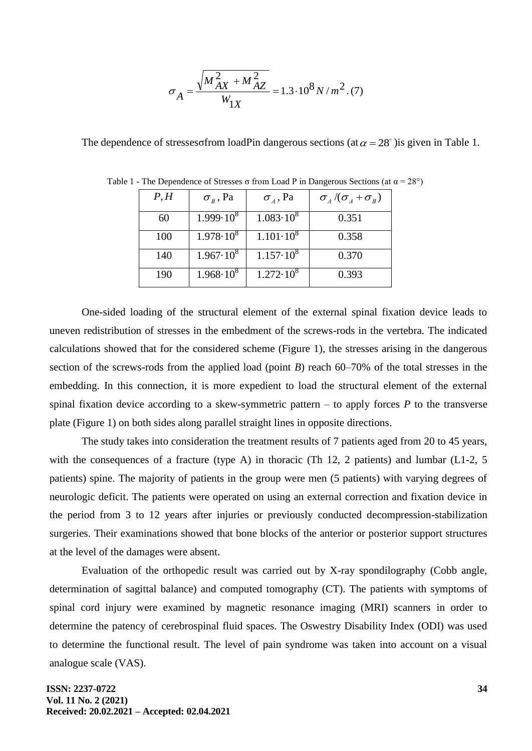$$\sigma_A = \frac{\sqrt{M_{AX}^2 + M_{AZ}^2}}{W_{1X}} = 1.3 \cdot 10^8 \, N/m^2 . \quad (7)$$

The dependence of stresses $\sigma$ from load $P$ in dangerous sections (at $\alpha = 28^{\circ}$) is given in Table 1.

Table 1 - The Dependence of Stresses σ from Load P in Dangerous Sections (at α = 28°)

| $P, H$ | $\sigma_B$, Pa | $\sigma_A$, Pa | $\sigma_A/(\sigma_A+\sigma_B)$ |
|---|---|---|---|
| 60 | $1.999 \cdot 10^8$ | $1.083 \cdot 10^8$ | 0.351 |
| 100 | $1.978 \cdot 10^8$ | $1.101 \cdot 10^8$ | 0.358 |
| 140 | $1.967 \cdot 10^8$ | $1.157 \cdot 10^8$ | 0.370 |
| 190 | $1.968 \cdot 10^8$ | $1.272 \cdot 10^8$ | 0.393 |

One-sided loading of the structural element of the external spinal fixation device leads to uneven redistribution of stresses in the embedment of the screws-rods in the vertebra. The indicated calculations showed that for the considered scheme (Figure 1), the stresses arising in the dangerous section of the screws-rods from the applied load (point *B*) reach 60–70% of the total stresses in the embedding. In this connection, it is more expedient to load the structural element of the external spinal fixation device according to a skew-symmetric pattern – to apply forces *P* to the transverse plate (Figure 1) on both sides along parallel straight lines in opposite directions.

The study takes into consideration the treatment results of 7 patients aged from 20 to 45 years, with the consequences of a fracture (type A) in thoracic (Th 12, 2 patients) and lumbar (L1-2, 5 patients) spine. The majority of patients in the group were men (5 patients) with varying degrees of neurologic deficit. The patients were operated on using an external correction and fixation device in the period from 3 to 12 years after injuries or previously conducted decompression-stabilization surgeries. Their examinations showed that bone blocks of the anterior or posterior support structures at the level of the damages were absent.

Evaluation of the orthopedic result was carried out by X-ray spondilography (Cobb angle, determination of sagittal balance) and computed tomography (CT). The patients with symptoms of spinal cord injury were examined by magnetic resonance imaging (MRI) scanners in order to determine the patency of cerebrospinal fluid spaces. The Oswestry Disability Index (ODI) was used to determine the functional result. The level of pain syndrome was taken into account on a visual analogue scale (VAS).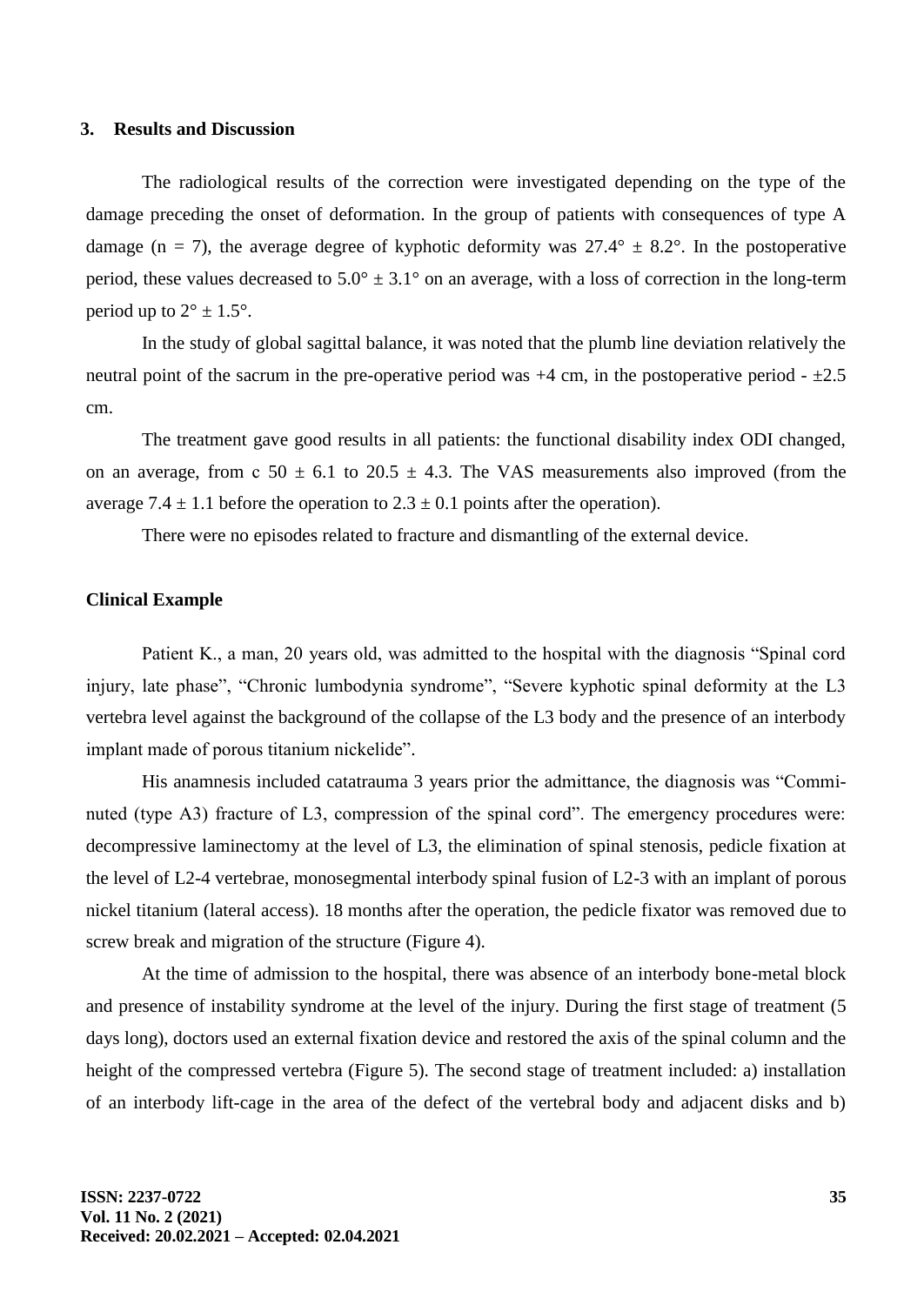## 3. Results and Discussion

The radiological results of the correction were investigated depending on the type of the damage preceding the onset of deformation. In the group of patients with consequences of type A damage (n = 7), the average degree of kyphotic deformity was 27.4° ± 8.2°. In the postoperative period, these values decreased to 5.0° ± 3.1° on an average, with a loss of correction in the long-term period up to 2° ± 1.5°.

In the study of global sagittal balance, it was noted that the plumb line deviation relatively the neutral point of the sacrum in the pre-operative period was +4 cm, in the postoperative period - ±2.5 cm.

The treatment gave good results in all patients: the functional disability index ODI changed, on an average, from c 50 ± 6.1 to 20.5 ± 4.3. The VAS measurements also improved (from the average 7.4 ± 1.1 before the operation to 2.3 ± 0.1 points after the operation).

There were no episodes related to fracture and dismantling of the external device.

### Clinical Example

Patient K., a man, 20 years old, was admitted to the hospital with the diagnosis "Spinal cord injury, late phase", "Chronic lumbodynia syndrome", "Severe kyphotic spinal deformity at the L3 vertebra level against the background of the collapse of the L3 body and the presence of an interbody implant made of porous titanium nickelide".

His anamnesis included catatrauma 3 years prior the admittance, the diagnosis was "Comminuted (type A3) fracture of L3, compression of the spinal cord". The emergency procedures were: decompressive laminectomy at the level of L3, the elimination of spinal stenosis, pedicle fixation at the level of L2-4 vertebrae, monosegmental interbody spinal fusion of L2-3 with an implant of porous nickel titanium (lateral access). 18 months after the operation, the pedicle fixator was removed due to screw break and migration of the structure (Figure 4).

At the time of admission to the hospital, there was absence of an interbody bone-metal block and presence of instability syndrome at the level of the injury. During the first stage of treatment (5 days long), doctors used an external fixation device and restored the axis of the spinal column and the height of the compressed vertebra (Figure 5). The second stage of treatment included: a) installation of an interbody lift-cage in the area of the defect of the vertebral body and adjacent disks and b)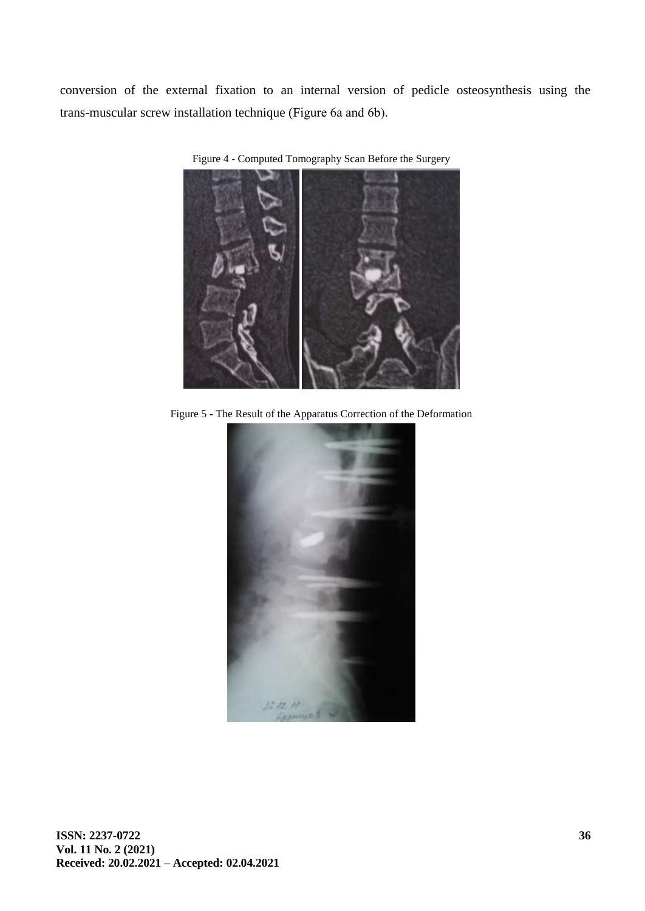conversion of the external fixation to an internal version of pedicle osteosynthesis using the trans-muscular screw installation technique (Figure 6a and 6b).

Figure 4 - Computed Tomography Scan Before the Surgery

Figure 5 - The Result of the Apparatus Correction of the Deformation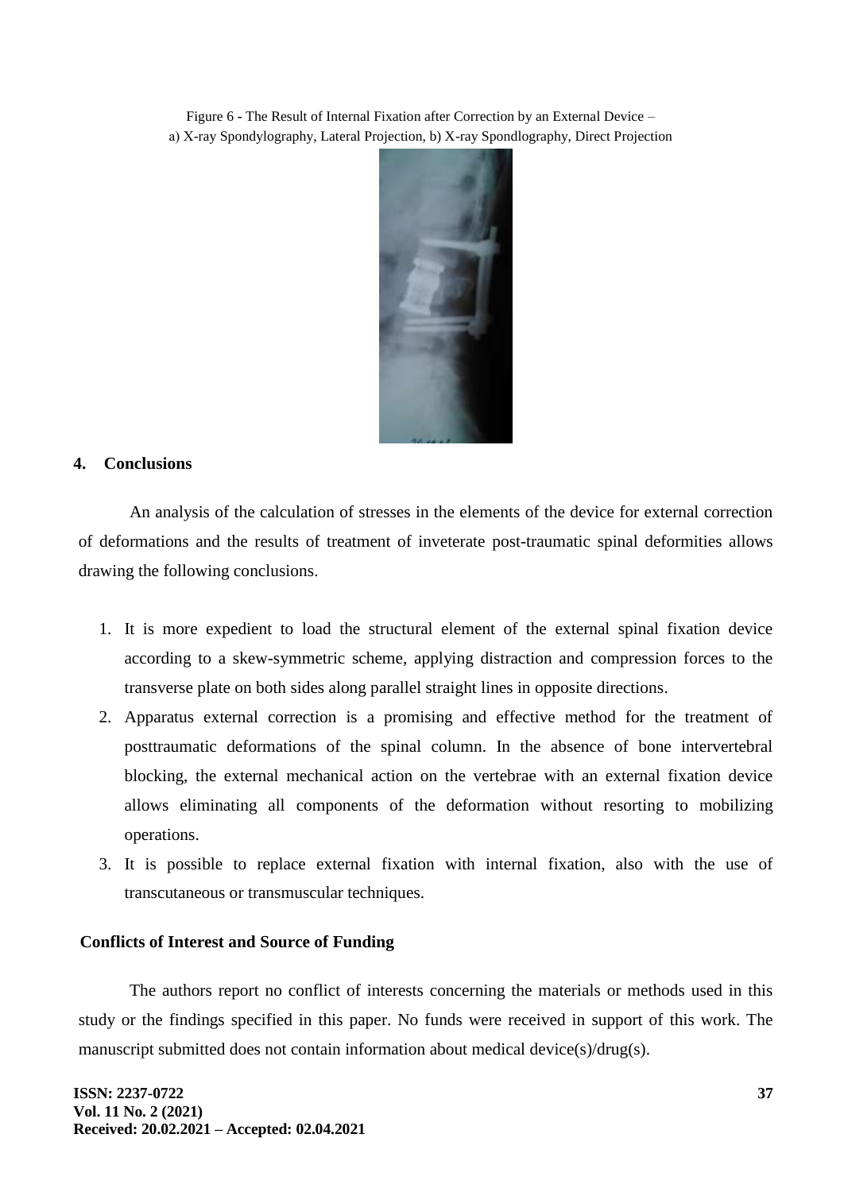Figure 6 - The Result of Internal Fixation after Correction by an External Device – a) X-ray Spondylography, Lateral Projection, b) X-ray Spondlography, Direct Projection

## 4. Conclusions

An analysis of the calculation of stresses in the elements of the device for external correction of deformations and the results of treatment of inveterate post-traumatic spinal deformities allows drawing the following conclusions.

1. It is more expedient to load the structural element of the external spinal fixation device according to a skew-symmetric scheme, applying distraction and compression forces to the transverse plate on both sides along parallel straight lines in opposite directions.
2. Apparatus external correction is a promising and effective method for the treatment of posttraumatic deformations of the spinal column. In the absence of bone intervertebral blocking, the external mechanical action on the vertebrae with an external fixation device allows eliminating all components of the deformation without resorting to mobilizing operations.
3. It is possible to replace external fixation with internal fixation, also with the use of transcutaneous or transmuscular techniques.

## Conflicts of Interest and Source of Funding

The authors report no conflict of interests concerning the materials or methods used in this study or the findings specified in this paper. No funds were received in support of this work. The manuscript submitted does not contain information about medical device(s)/drug(s).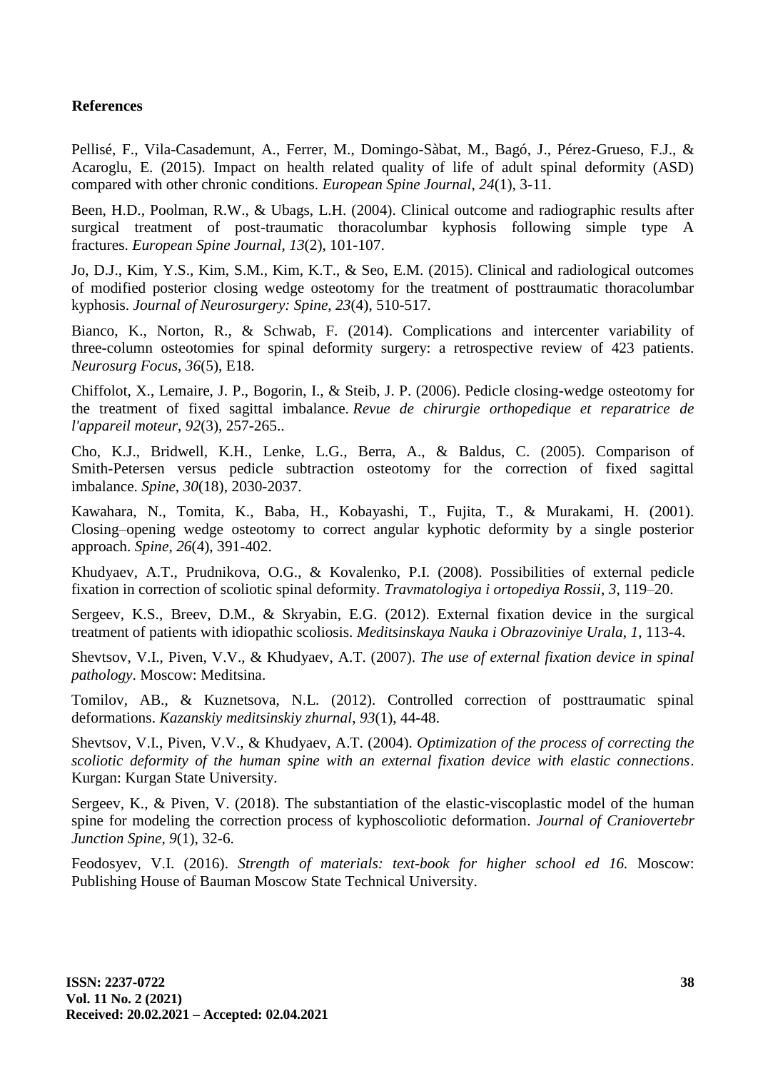## References

Pellisé, F., Vila-Casademunt, A., Ferrer, M., Domingo-Sàbat, M., Bagó, J., Pérez-Grueso, F.J., & Acaroglu, E. (2015). Impact on health related quality of life of adult spinal deformity (ASD) compared with other chronic conditions. *European Spine Journal*, *24*(1), 3-11.

Been, H.D., Poolman, R.W., & Ubags, L.H. (2004). Clinical outcome and radiographic results after surgical treatment of post-traumatic thoracolumbar kyphosis following simple type A fractures. *European Spine Journal*, *13*(2), 101-107.

Jo, D.J., Kim, Y.S., Kim, S.M., Kim, K.T., & Seo, E.M. (2015). Clinical and radiological outcomes of modified posterior closing wedge osteotomy for the treatment of posttraumatic thoracolumbar kyphosis. *Journal of Neurosurgery: Spine*, *23*(4), 510-517.

Bianco, K., Norton, R., & Schwab, F. (2014). Complications and intercenter variability of three-column osteotomies for spinal deformity surgery: a retrospective review of 423 patients. *Neurosurg Focus*, *36*(5), E18.

Chiffolot, X., Lemaire, J. P., Bogorin, I., & Steib, J. P. (2006). Pedicle closing-wedge osteotomy for the treatment of fixed sagittal imbalance. *Revue de chirurgie orthopedique et reparatrice de l'appareil moteur*, *92*(3), 257-265..

Cho, K.J., Bridwell, K.H., Lenke, L.G., Berra, A., & Baldus, C. (2005). Comparison of Smith-Petersen versus pedicle subtraction osteotomy for the correction of fixed sagittal imbalance. *Spine*, *30*(18), 2030-2037.

Kawahara, N., Tomita, K., Baba, H., Kobayashi, T., Fujita, T., & Murakami, H. (2001). Closing–opening wedge osteotomy to correct angular kyphotic deformity by a single posterior approach. *Spine*, *26*(4), 391-402.

Khudyaev, A.T., Prudnikova, O.G., & Kovalenko, P.I. (2008). Possibilities of external pedicle fixation in correction of scoliotic spinal deformity. *Travmatologiya i ortopediya Rossii*, *3*, 119–20.

Sergeev, K.S., Breev, D.M., & Skryabin, E.G. (2012). External fixation device in the surgical treatment of patients with idiopathic scoliosis. *Meditsinskaya Nauka i Obrazoviniye Urala*, *1*, 113-4.

Shevtsov, V.I., Piven, V.V., & Khudyaev, A.T. (2007). *The use of external fixation device in spinal pathology*. Moscow: Meditsina.

Tomilov, AB., & Kuznetsova, N.L. (2012). Controlled correction of posttraumatic spinal deformations. *Kazanskiy meditsinskiy zhurnal*, *93*(1), 44-48.

Shevtsov, V.I., Piven, V.V., & Khudyaev, A.T. (2004). *Optimization of the process of correcting the scoliotic deformity of the human spine with an external fixation device with elastic connections*. Kurgan: Kurgan State University.

Sergeev, K., & Piven, V. (2018). The substantiation of the elastic-viscoplastic model of the human spine for modeling the correction process of kyphoscoliotic deformation. *Journal of Craniovertebr Junction Spine*, *9*(1), 32-6.

Feodosyev, V.I. (2016). *Strength of materials: text-book for higher school ed 16.* Moscow: Publishing House of Bauman Moscow State Technical University.